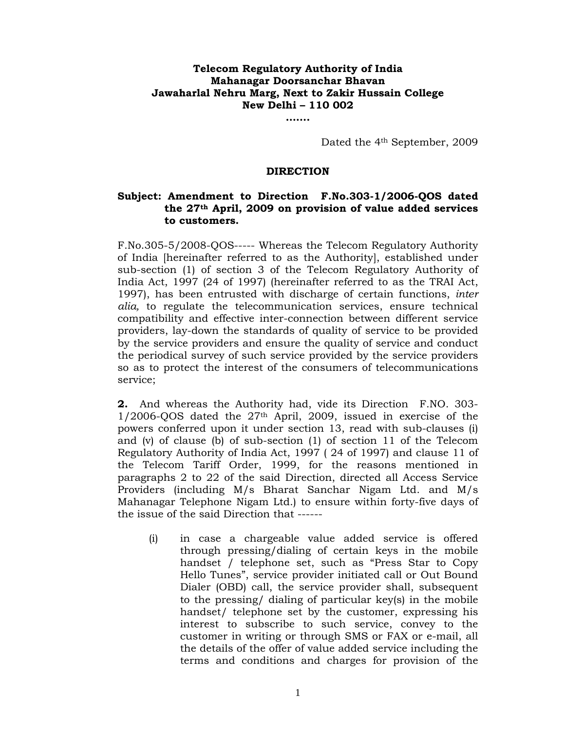**Telecom Regulatory Authority of India**
**Mahanagar Doorsanchar Bhavan**
**Jawaharlal Nehru Marg, Next to Zakir Hussain College**
**New Delhi – 110 002**
**.......**

Dated the 4th September, 2009

## DIRECTION

**Subject: Amendment to Direction F.No.303-1/2006-QOS dated the 27th April, 2009 on provision of value added services to customers.**

F.No.305-5/2008-QOS----- Whereas the Telecom Regulatory Authority of India [hereinafter referred to as the Authority], established under sub-section (1) of section 3 of the Telecom Regulatory Authority of India Act, 1997 (24 of 1997) (hereinafter referred to as the TRAI Act, 1997), has been entrusted with discharge of certain functions, *inter alia,* to regulate the telecommunication services, ensure technical compatibility and effective inter-connection between different service providers, lay-down the standards of quality of service to be provided by the service providers and ensure the quality of service and conduct the periodical survey of such service provided by the service providers so as to protect the interest of the consumers of telecommunications service;

**2.** And whereas the Authority had, vide its Direction F.NO. 303-1/2006-QOS dated the 27th April, 2009, issued in exercise of the powers conferred upon it under section 13, read with sub-clauses (i) and (v) of clause (b) of sub-section (1) of section 11 of the Telecom Regulatory Authority of India Act, 1997 ( 24 of 1997) and clause 11 of the Telecom Tariff Order, 1999, for the reasons mentioned in paragraphs 2 to 22 of the said Direction, directed all Access Service Providers (including M/s Bharat Sanchar Nigam Ltd. and M/s Mahanagar Telephone Nigam Ltd.) to ensure within forty-five days of the issue of the said Direction that ------

(i) in case a chargeable value added service is offered through pressing/dialing of certain keys in the mobile handset / telephone set, such as "Press Star to Copy Hello Tunes", service provider initiated call or Out Bound Dialer (OBD) call, the service provider shall, subsequent to the pressing/ dialing of particular key(s) in the mobile handset/ telephone set by the customer, expressing his interest to subscribe to such service, convey to the customer in writing or through SMS or FAX or e-mail, all the details of the offer of value added service including the terms and conditions and charges for provision of the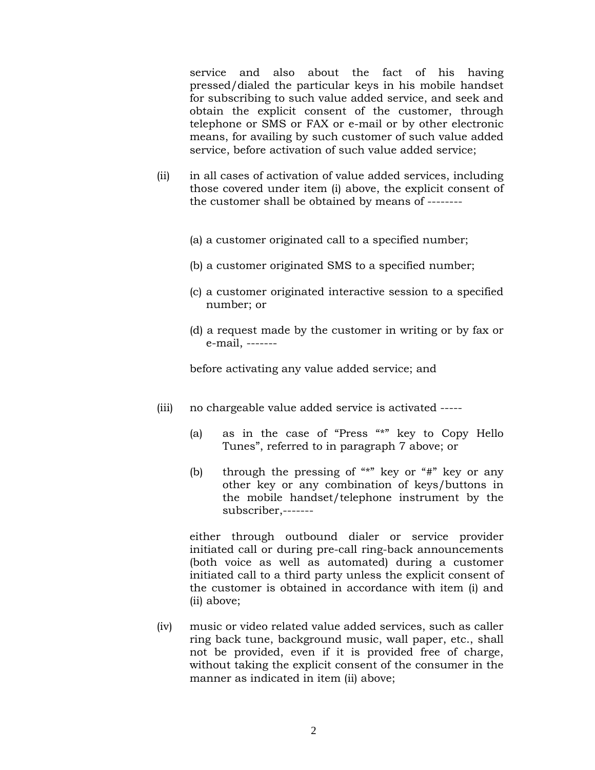service and also about the fact of his having pressed/dialed the particular keys in his mobile handset for subscribing to such value added service, and seek and obtain the explicit consent of the customer, through telephone or SMS or FAX or e-mail or by other electronic means, for availing by such customer of such value added service, before activation of such value added service;

(ii) in all cases of activation of value added services, including those covered under item (i) above, the explicit consent of the customer shall be obtained by means of --------

(a) a customer originated call to a specified number;

(b) a customer originated SMS to a specified number;

(c) a customer originated interactive session to a specified number; or

(d) a request made by the customer in writing or by fax or e-mail, -------

before activating any value added service; and

(iii) no chargeable value added service is activated -----

(a) as in the case of "Press "*" key to Copy Hello Tunes", referred to in paragraph 7 above; or

(b) through the pressing of "*" key or "#" key or any other key or any combination of keys/buttons in the mobile handset/telephone instrument by the subscriber,-------

either through outbound dialer or service provider initiated call or during pre-call ring-back announcements (both voice as well as automated) during a customer initiated call to a third party unless the explicit consent of the customer is obtained in accordance with item (i) and (ii) above;

(iv) music or video related value added services, such as caller ring back tune, background music, wall paper, etc., shall not be provided, even if it is provided free of charge, without taking the explicit consent of the consumer in the manner as indicated in item (ii) above;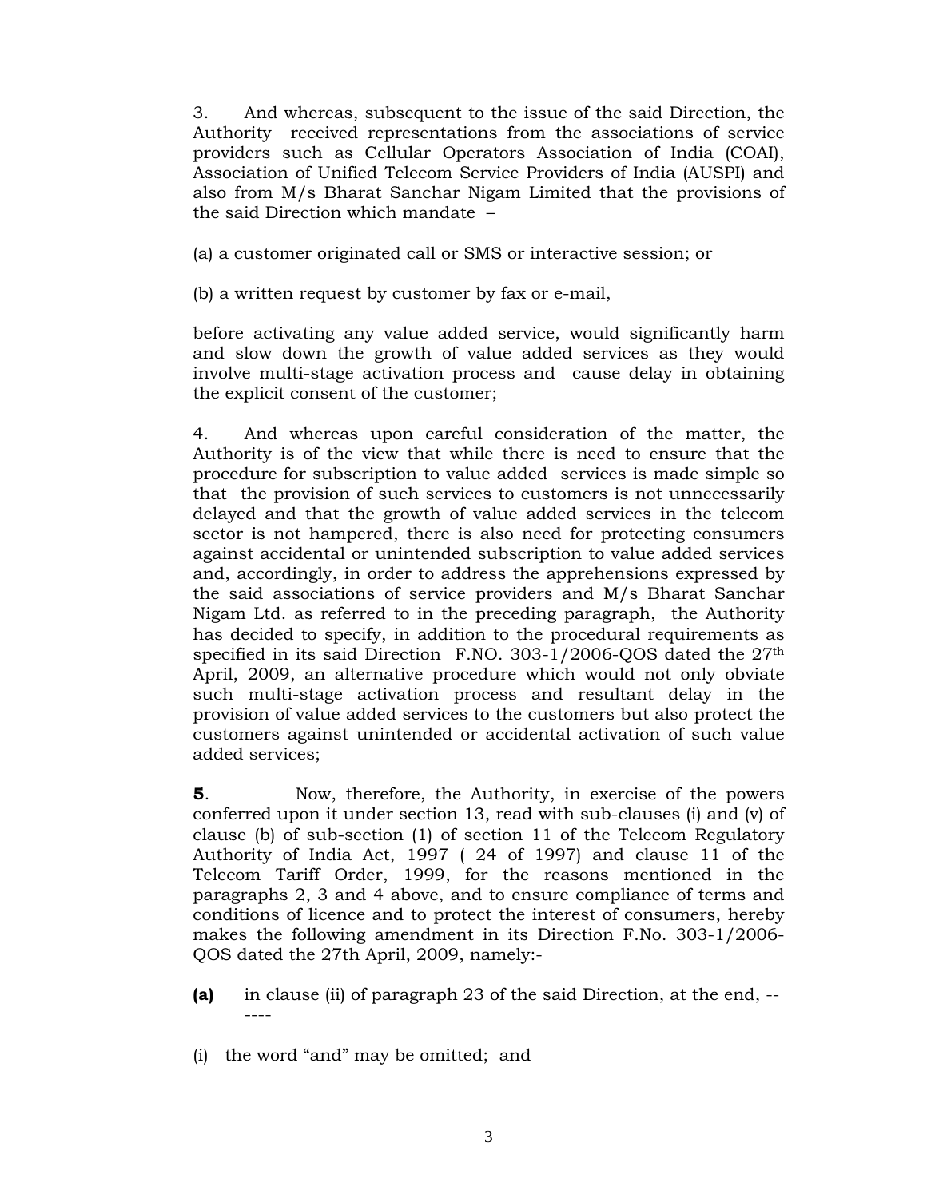3. And whereas, subsequent to the issue of the said Direction, the Authority received representations from the associations of service providers such as Cellular Operators Association of India (COAI), Association of Unified Telecom Service Providers of India (AUSPI) and also from M/s Bharat Sanchar Nigam Limited that the provisions of the said Direction which mandate –

(a) a customer originated call or SMS or interactive session; or

(b) a written request by customer by fax or e-mail,

before activating any value added service, would significantly harm and slow down the growth of value added services as they would involve multi-stage activation process and cause delay in obtaining the explicit consent of the customer;

4. And whereas upon careful consideration of the matter, the Authority is of the view that while there is need to ensure that the procedure for subscription to value added services is made simple so that the provision of such services to customers is not unnecessarily delayed and that the growth of value added services in the telecom sector is not hampered, there is also need for protecting consumers against accidental or unintended subscription to value added services and, accordingly, in order to address the apprehensions expressed by the said associations of service providers and M/s Bharat Sanchar Nigam Ltd. as referred to in the preceding paragraph, the Authority has decided to specify, in addition to the procedural requirements as specified in its said Direction F.NO. 303-1/2006-QOS dated the 27th April, 2009, an alternative procedure which would not only obviate such multi-stage activation process and resultant delay in the provision of value added services to the customers but also protect the customers against unintended or accidental activation of such value added services;

**5**. Now, therefore, the Authority, in exercise of the powers conferred upon it under section 13, read with sub-clauses (i) and (v) of clause (b) of sub-section (1) of section 11 of the Telecom Regulatory Authority of India Act, 1997 ( 24 of 1997) and clause 11 of the Telecom Tariff Order, 1999, for the reasons mentioned in the paragraphs 2, 3 and 4 above, and to ensure compliance of terms and conditions of licence and to protect the interest of consumers, hereby makes the following amendment in its Direction F.No. 303-1/2006-QOS dated the 27th April, 2009, namely:-

**(a)** in clause (ii) of paragraph 23 of the said Direction, at the end, ------

(i) the word "and" may be omitted; and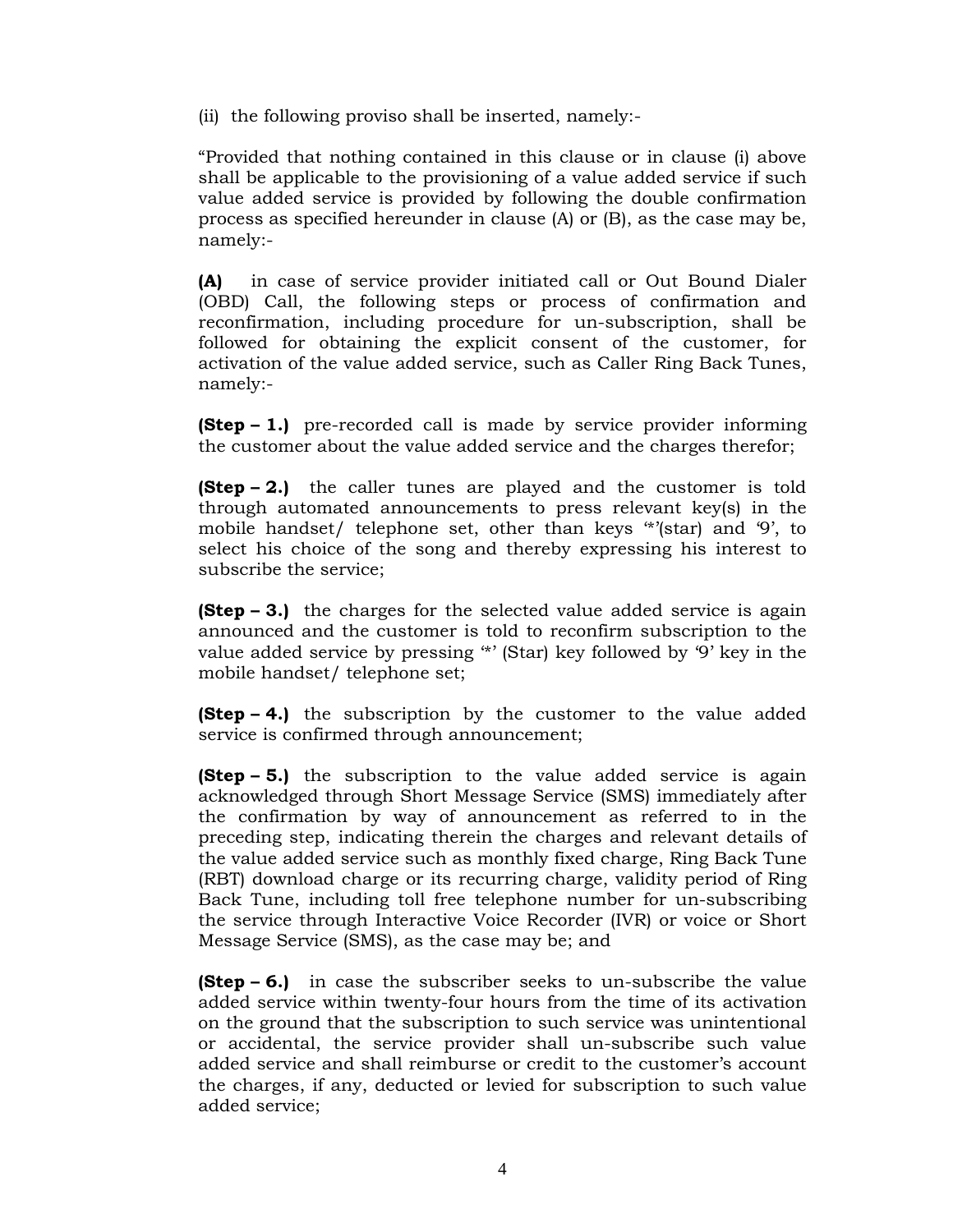(ii) the following proviso shall be inserted, namely:-

"Provided that nothing contained in this clause or in clause (i) above shall be applicable to the provisioning of a value added service if such value added service is provided by following the double confirmation process as specified hereunder in clause (A) or (B), as the case may be, namely:-

**(A)** in case of service provider initiated call or Out Bound Dialer (OBD) Call, the following steps or process of confirmation and reconfirmation, including procedure for un-subscription, shall be followed for obtaining the explicit consent of the customer, for activation of the value added service, such as Caller Ring Back Tunes, namely:-

**(Step – 1.)** pre-recorded call is made by service provider informing the customer about the value added service and the charges therefor;

**(Step – 2.)** the caller tunes are played and the customer is told through automated announcements to press relevant key(s) in the mobile handset/ telephone set, other than keys '*'(star) and '9', to select his choice of the song and thereby expressing his interest to subscribe the service;

**(Step – 3.)** the charges for the selected value added service is again announced and the customer is told to reconfirm subscription to the value added service by pressing '*' (Star) key followed by '9' key in the mobile handset/ telephone set;

**(Step – 4.)** the subscription by the customer to the value added service is confirmed through announcement;

**(Step – 5.)** the subscription to the value added service is again acknowledged through Short Message Service (SMS) immediately after the confirmation by way of announcement as referred to in the preceding step, indicating therein the charges and relevant details of the value added service such as monthly fixed charge, Ring Back Tune (RBT) download charge or its recurring charge, validity period of Ring Back Tune, including toll free telephone number for un-subscribing the service through Interactive Voice Recorder (IVR) or voice or Short Message Service (SMS), as the case may be; and

**(Step – 6.)** in case the subscriber seeks to un-subscribe the value added service within twenty-four hours from the time of its activation on the ground that the subscription to such service was unintentional or accidental, the service provider shall un-subscribe such value added service and shall reimburse or credit to the customer's account the charges, if any, deducted or levied for subscription to such value added service;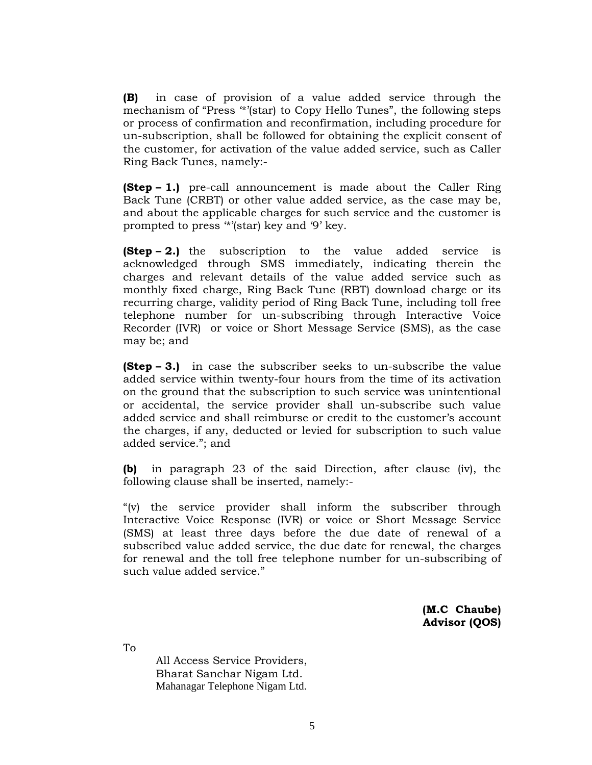**(B)** in case of provision of a value added service through the mechanism of "Press '*'(star) to Copy Hello Tunes", the following steps or process of confirmation and reconfirmation, including procedure for un-subscription, shall be followed for obtaining the explicit consent of the customer, for activation of the value added service, such as Caller Ring Back Tunes, namely:-

**(Step – 1.)** pre-call announcement is made about the Caller Ring Back Tune (CRBT) or other value added service, as the case may be, and about the applicable charges for such service and the customer is prompted to press '*'(star) key and '9' key.

**(Step – 2.)** the subscription to the value added service is acknowledged through SMS immediately, indicating therein the charges and relevant details of the value added service such as monthly fixed charge, Ring Back Tune (RBT) download charge or its recurring charge, validity period of Ring Back Tune, including toll free telephone number for un-subscribing through Interactive Voice Recorder (IVR) or voice or Short Message Service (SMS), as the case may be; and

**(Step – 3.)** in case the subscriber seeks to un-subscribe the value added service within twenty-four hours from the time of its activation on the ground that the subscription to such service was unintentional or accidental, the service provider shall un-subscribe such value added service and shall reimburse or credit to the customer's account the charges, if any, deducted or levied for subscription to such value added service."; and

**(b)** in paragraph 23 of the said Direction, after clause (iv), the following clause shall be inserted, namely:-

"(v) the service provider shall inform the subscriber through Interactive Voice Response (IVR) or voice or Short Message Service (SMS) at least three days before the due date of renewal of a subscribed value added service, the due date for renewal, the charges for renewal and the toll free telephone number for un-subscribing of such value added service."

**(M.C Chaube)**
**Advisor (QOS)**

To

All Access Service Providers,
Bharat Sanchar Nigam Ltd.
Mahanagar Telephone Nigam Ltd.